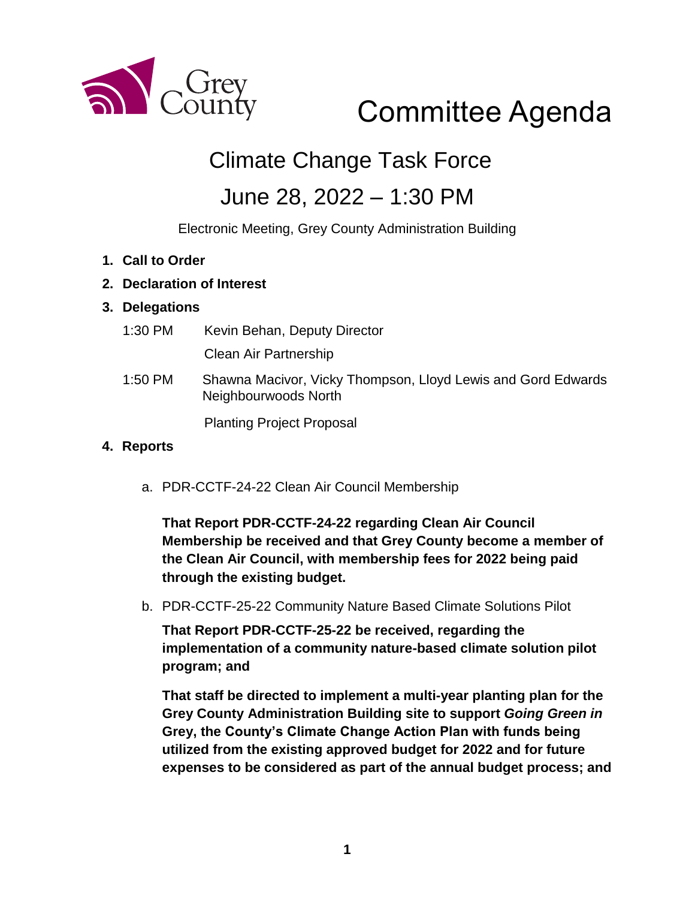Grey County

# Committee Agenda

## Climate Change Task Force

## June 28, 2022 – 1:30 PM

Electronic Meeting, Grey County Administration Building

1. **Call to Order**
2. **Declaration of Interest**
3. **Delegations**

   1:30 PM Kevin Behan, Deputy Director
   Clean Air Partnership

   1:50 PM Shawna Macivor, Vicky Thompson, Lloyd Lewis and Gord Edwards Neighbourwoods North
   Planting Project Proposal

4. **Reports**

   a. PDR-CCTF-24-22 Clean Air Council Membership

   **That Report PDR-CCTF-24-22 regarding Clean Air Council Membership be received and that Grey County become a member of the Clean Air Council, with membership fees for 2022 being paid through the existing budget.**

   b. PDR-CCTF-25-22 Community Nature Based Climate Solutions Pilot

   **That Report PDR-CCTF-25-22 be received, regarding the implementation of a community nature-based climate solution pilot program; and**

   **That staff be directed to implement a multi-year planting plan for the Grey County Administration Building site to support *Going Green in* Grey, the County's Climate Change Action Plan with funds being utilized from the existing approved budget for 2022 and for future expenses to be considered as part of the annual budget process; and**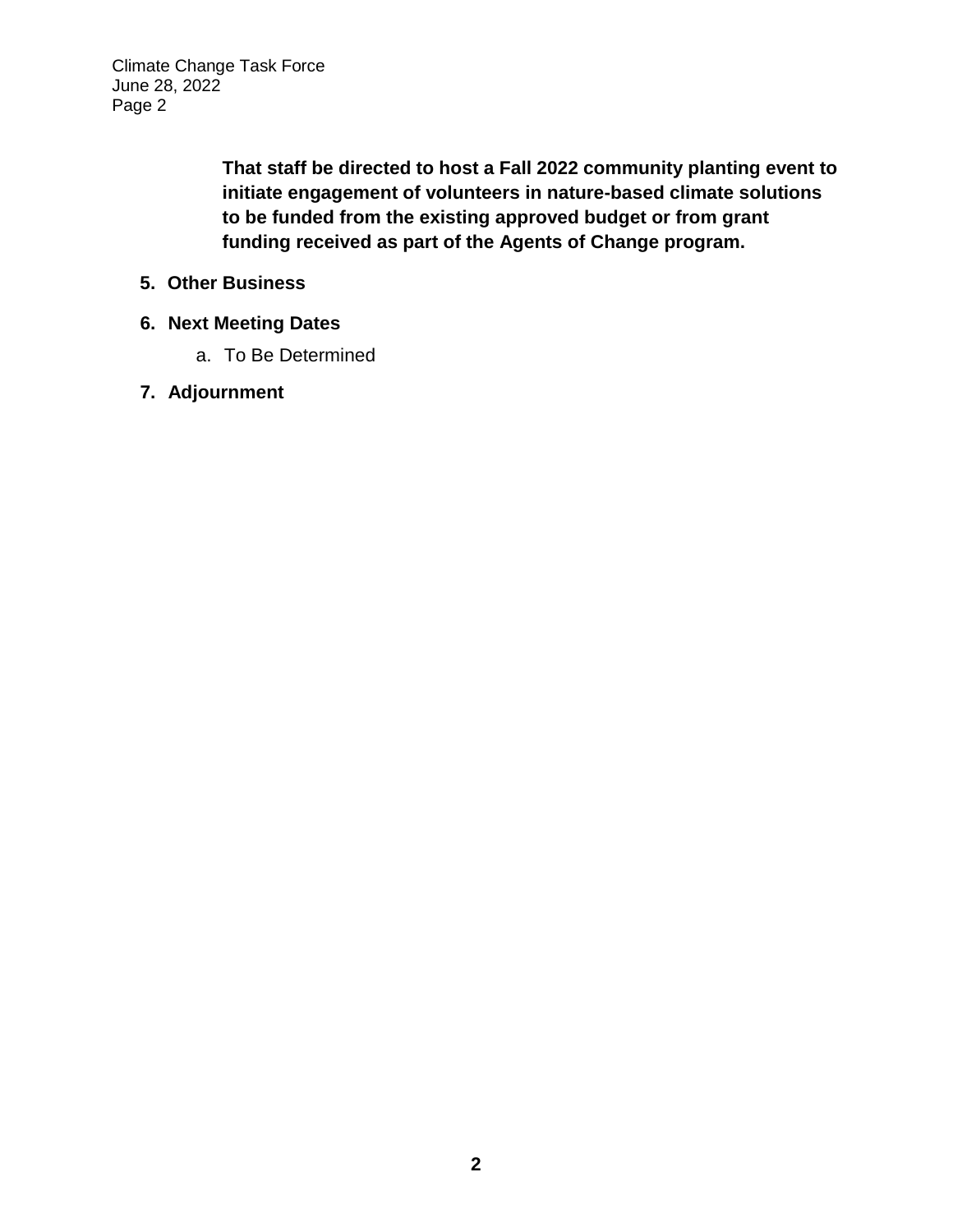**That staff be directed to host a Fall 2022 community planting event to initiate engagement of volunteers in nature-based climate solutions to be funded from the existing approved budget or from grant funding received as part of the Agents of Change program.**

5. **Other Business**

6. **Next Meeting Dates**

   a. To Be Determined

7. **Adjournment**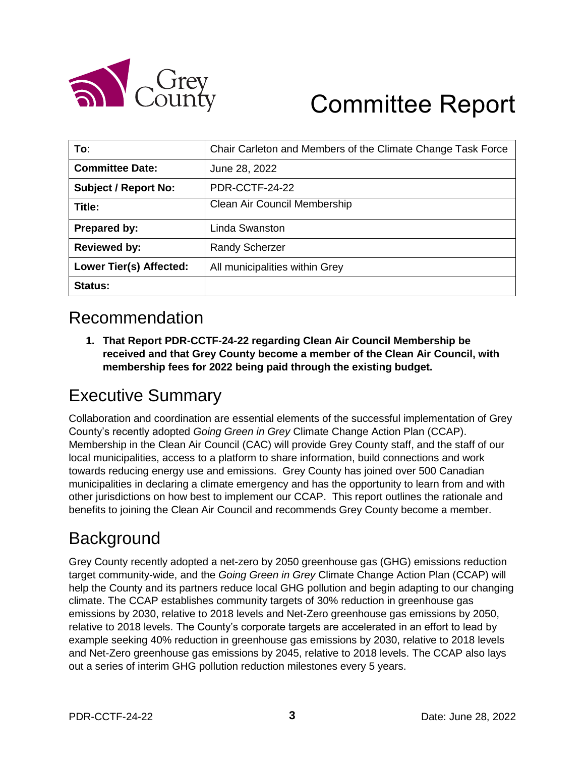# Committee Report

| To: | Chair Carleton and Members of the Climate Change Task Force |
|---|---|
| **Committee Date:** | June 28, 2022 |
| **Subject / Report No:** | PDR-CCTF-24-22 |
| **Title:** | Clean Air Council Membership |
| **Prepared by:** | Linda Swanston |
| **Reviewed by:** | Randy Scherzer |
| **Lower Tier(s) Affected:** | All municipalities within Grey |
| **Status:** | |

## Recommendation

1. **That Report PDR-CCTF-24-22 regarding Clean Air Council Membership be received and that Grey County become a member of the Clean Air Council, with membership fees for 2022 being paid through the existing budget.**

## Executive Summary

Collaboration and coordination are essential elements of the successful implementation of Grey County's recently adopted *Going Green in Grey* Climate Change Action Plan (CCAP). Membership in the Clean Air Council (CAC) will provide Grey County staff, and the staff of our local municipalities, access to a platform to share information, build connections and work towards reducing energy use and emissions. Grey County has joined over 500 Canadian municipalities in declaring a climate emergency and has the opportunity to learn from and with other jurisdictions on how best to implement our CCAP. This report outlines the rationale and benefits to joining the Clean Air Council and recommends Grey County become a member.

## Background

Grey County recently adopted a net-zero by 2050 greenhouse gas (GHG) emissions reduction target community-wide, and the *Going Green in Grey* Climate Change Action Plan (CCAP) will help the County and its partners reduce local GHG pollution and begin adapting to our changing climate. The CCAP establishes community targets of 30% reduction in greenhouse gas emissions by 2030, relative to 2018 levels and Net-Zero greenhouse gas emissions by 2050, relative to 2018 levels. The County's corporate targets are accelerated in an effort to lead by example seeking 40% reduction in greenhouse gas emissions by 2030, relative to 2018 levels and Net-Zero greenhouse gas emissions by 2045, relative to 2018 levels. The CCAP also lays out a series of interim GHG pollution reduction milestones every 5 years.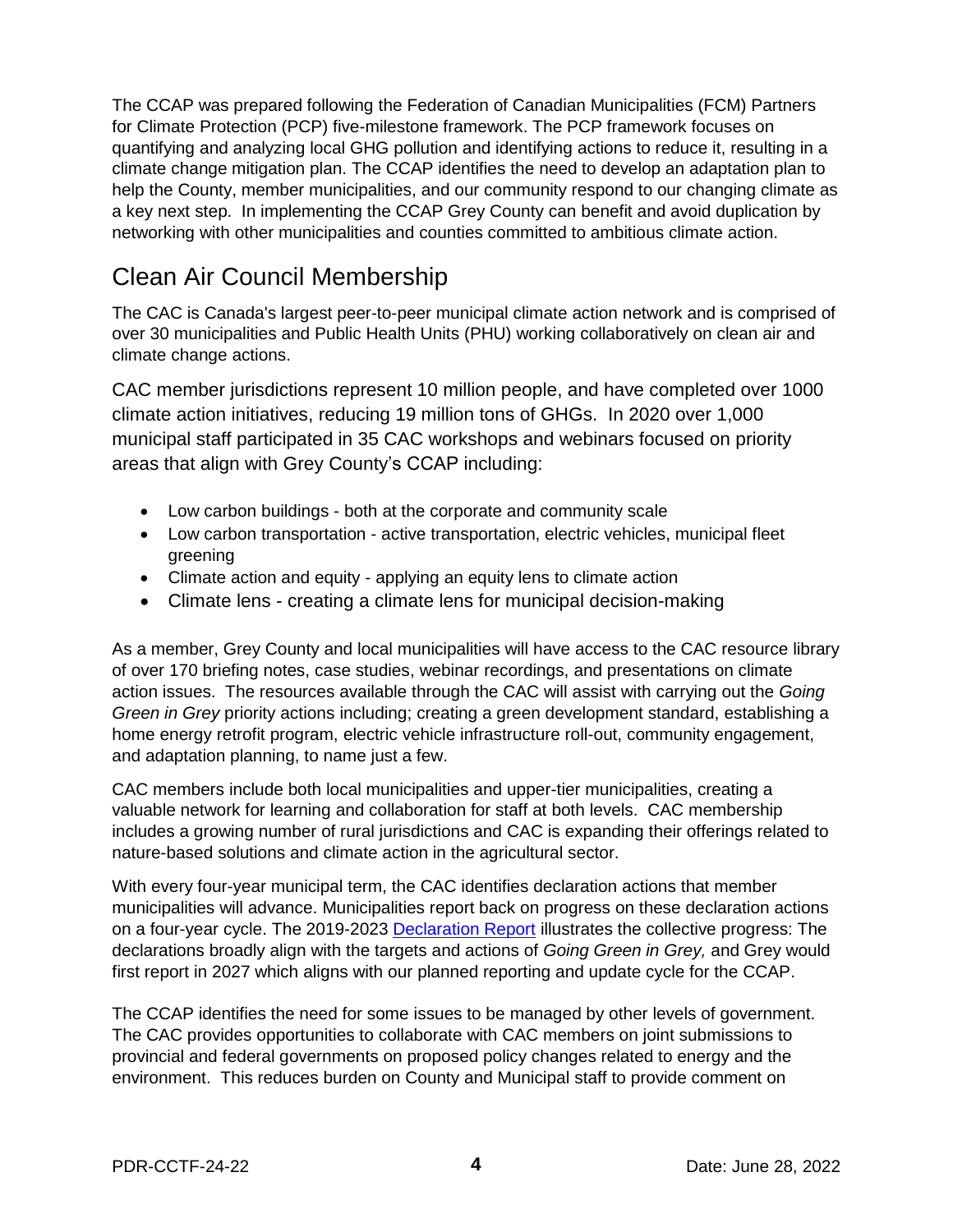The CCAP was prepared following the Federation of Canadian Municipalities (FCM) Partners for Climate Protection (PCP) five-milestone framework. The PCP framework focuses on quantifying and analyzing local GHG pollution and identifying actions to reduce it, resulting in a climate change mitigation plan. The CCAP identifies the need to develop an adaptation plan to help the County, member municipalities, and our community respond to our changing climate as a key next step. In implementing the CCAP Grey County can benefit and avoid duplication by networking with other municipalities and counties committed to ambitious climate action.

## Clean Air Council Membership

The CAC is Canada's largest peer-to-peer municipal climate action network and is comprised of over 30 municipalities and Public Health Units (PHU) working collaboratively on clean air and climate change actions.

CAC member jurisdictions represent 10 million people, and have completed over 1000 climate action initiatives, reducing 19 million tons of GHGs. In 2020 over 1,000 municipal staff participated in 35 CAC workshops and webinars focused on priority areas that align with Grey County's CCAP including:

- Low carbon buildings - both at the corporate and community scale
- Low carbon transportation - active transportation, electric vehicles, municipal fleet greening
- Climate action and equity - applying an equity lens to climate action
- Climate lens - creating a climate lens for municipal decision-making

As a member, Grey County and local municipalities will have access to the CAC resource library of over 170 briefing notes, case studies, webinar recordings, and presentations on climate action issues. The resources available through the CAC will assist with carrying out the *Going Green in Grey* priority actions including; creating a green development standard, establishing a home energy retrofit program, electric vehicle infrastructure roll-out, community engagement, and adaptation planning, to name just a few.

CAC members include both local municipalities and upper-tier municipalities, creating a valuable network for learning and collaboration for staff at both levels. CAC membership includes a growing number of rural jurisdictions and CAC is expanding their offerings related to nature-based solutions and climate action in the agricultural sector.

With every four-year municipal term, the CAC identifies declaration actions that member municipalities will advance. Municipalities report back on progress on these declaration actions on a four-year cycle. The 2019-2023 [Declaration Report]() illustrates the collective progress: The declarations broadly align with the targets and actions of *Going Green in Grey,* and Grey would first report in 2027 which aligns with our planned reporting and update cycle for the CCAP.

The CCAP identifies the need for some issues to be managed by other levels of government. The CAC provides opportunities to collaborate with CAC members on joint submissions to provincial and federal governments on proposed policy changes related to energy and the environment. This reduces burden on County and Municipal staff to provide comment on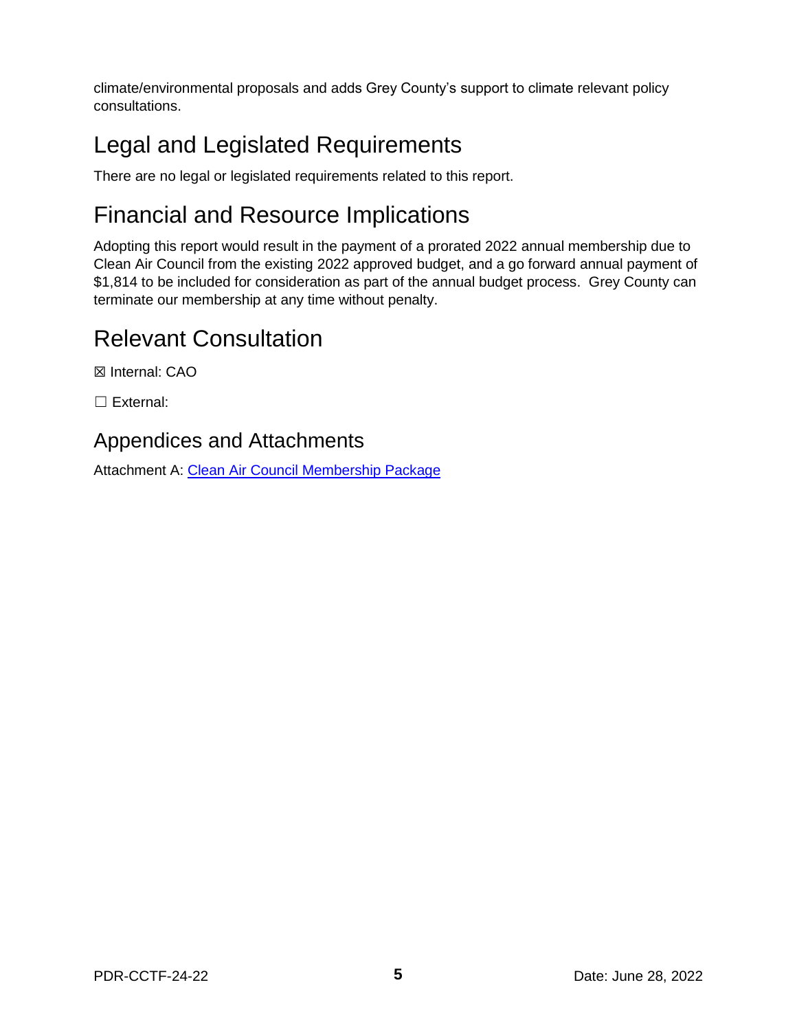climate/environmental proposals and adds Grey County's support to climate relevant policy consultations.

# Legal and Legislated Requirements

There are no legal or legislated requirements related to this report.

# Financial and Resource Implications

Adopting this report would result in the payment of a prorated 2022 annual membership due to Clean Air Council from the existing 2022 approved budget, and a go forward annual payment of $1,814 to be included for consideration as part of the annual budget process. Grey County can terminate our membership at any time without penalty.

# Relevant Consultation

☒ Internal: CAO

☐ External:

## Appendices and Attachments

Attachment A: [Clean Air Council Membership Package]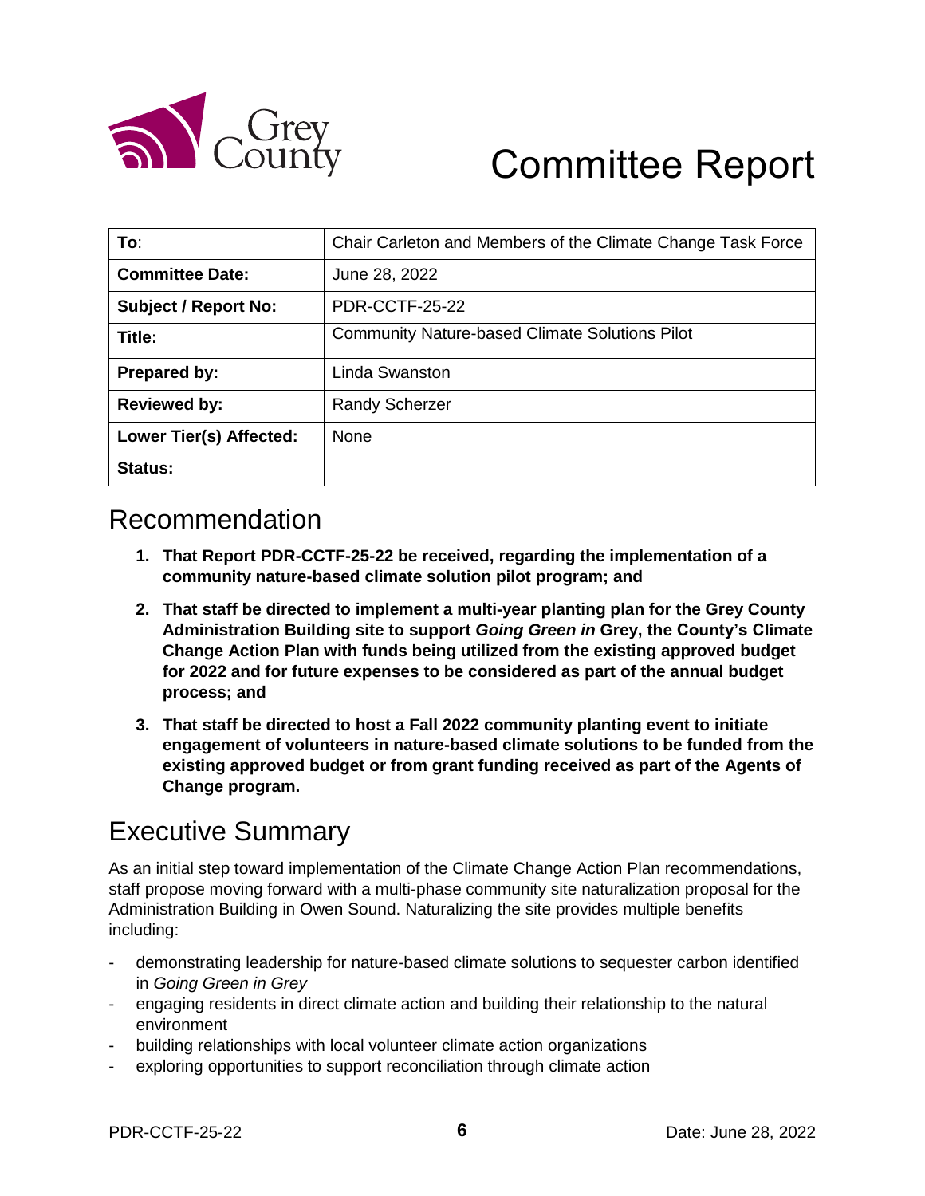# Committee Report

| To: | Chair Carleton and Members of the Climate Change Task Force |
|---|---|
| **Committee Date:** | June 28, 2022 |
| **Subject / Report No:** | PDR-CCTF-25-22 |
| **Title:** | Community Nature-based Climate Solutions Pilot |
| **Prepared by:** | Linda Swanston |
| **Reviewed by:** | Randy Scherzer |
| **Lower Tier(s) Affected:** | None |
| **Status:** | |

## Recommendation

1. **That Report PDR-CCTF-25-22 be received, regarding the implementation of a community nature-based climate solution pilot program; and**
2. **That staff be directed to implement a multi-year planting plan for the Grey County Administration Building site to support *Going Green in* Grey, the County's Climate Change Action Plan with funds being utilized from the existing approved budget for 2022 and for future expenses to be considered as part of the annual budget process; and**
3. **That staff be directed to host a Fall 2022 community planting event to initiate engagement of volunteers in nature-based climate solutions to be funded from the existing approved budget or from grant funding received as part of the Agents of Change program.**

## Executive Summary

As an initial step toward implementation of the Climate Change Action Plan recommendations, staff propose moving forward with a multi-phase community site naturalization proposal for the Administration Building in Owen Sound. Naturalizing the site provides multiple benefits including:

- demonstrating leadership for nature-based climate solutions to sequester carbon identified in *Going Green in Grey*
- engaging residents in direct climate action and building their relationship to the natural environment
- building relationships with local volunteer climate action organizations
- exploring opportunities to support reconciliation through climate action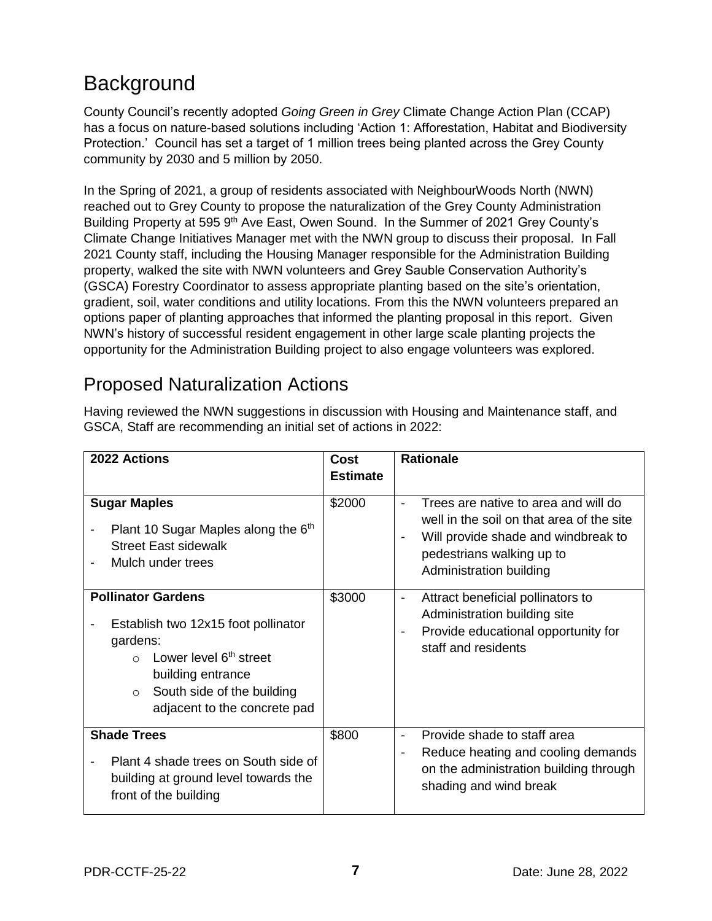## Background

County Council's recently adopted *Going Green in Grey* Climate Change Action Plan (CCAP) has a focus on nature-based solutions including 'Action 1: Afforestation, Habitat and Biodiversity Protection.' Council has set a target of 1 million trees being planted across the Grey County community by 2030 and 5 million by 2050.

In the Spring of 2021, a group of residents associated with NeighbourWoods North (NWN) reached out to Grey County to propose the naturalization of the Grey County Administration Building Property at 595 9th Ave East, Owen Sound. In the Summer of 2021 Grey County's Climate Change Initiatives Manager met with the NWN group to discuss their proposal. In Fall 2021 County staff, including the Housing Manager responsible for the Administration Building property, walked the site with NWN volunteers and Grey Sauble Conservation Authority's (GSCA) Forestry Coordinator to assess appropriate planting based on the site's orientation, gradient, soil, water conditions and utility locations. From this the NWN volunteers prepared an options paper of planting approaches that informed the planting proposal in this report. Given NWN's history of successful resident engagement in other large scale planting projects the opportunity for the Administration Building project to also engage volunteers was explored.

## Proposed Naturalization Actions

Having reviewed the NWN suggestions in discussion with Housing and Maintenance staff, and GSCA, Staff are recommending an initial set of actions in 2022:

| 2022 Actions | Cost Estimate | Rationale |
|---|---|---|
| **Sugar Maples**<br>- Plant 10 Sugar Maples along the 6th Street East sidewalk<br>- Mulch under trees | $2000 | - Trees are native to area and will do well in the soil on that area of the site<br>- Will provide shade and windbreak to pedestrians walking up to Administration building |
| **Pollinator Gardens**<br>- Establish two 12x15 foot pollinator gardens:<br>&nbsp;&nbsp;&nbsp;&nbsp;o Lower level 6th street building entrance<br>&nbsp;&nbsp;&nbsp;&nbsp;o South side of the building adjacent to the concrete pad | $3000 | - Attract beneficial pollinators to Administration building site<br>- Provide educational opportunity for staff and residents |
| **Shade Trees**<br>- Plant 4 shade trees on South side of building at ground level towards the front of the building | $800 | - Provide shade to staff area<br>- Reduce heating and cooling demands on the administration building through shading and wind break |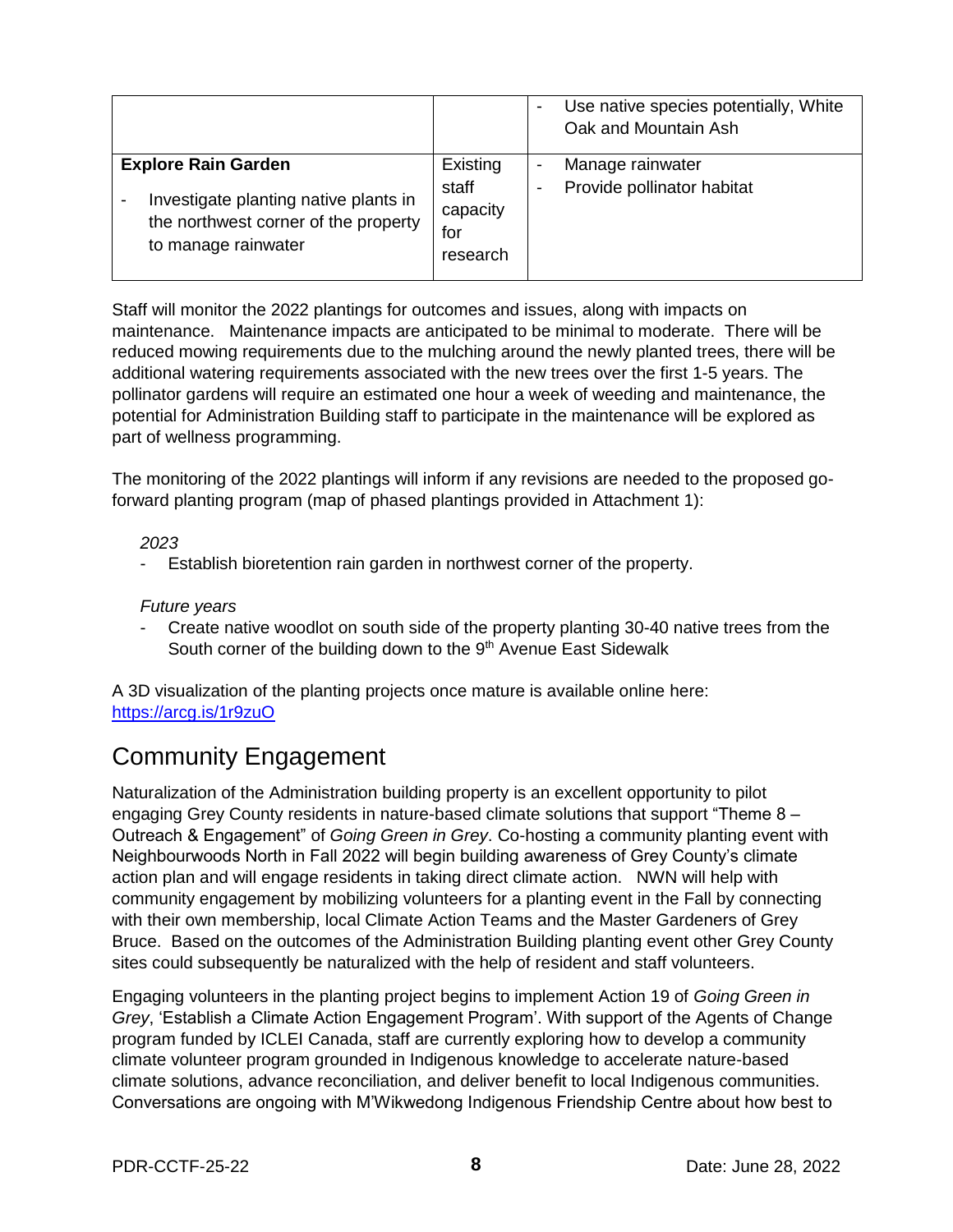| | | |
|---|---|---|
| | | - Use native species potentially, White Oak and Mountain Ash |
| **Explore Rain Garden**<br>- Investigate planting native plants in the northwest corner of the property to manage rainwater | Existing staff capacity for research | - Manage rainwater<br>- Provide pollinator habitat |

Staff will monitor the 2022 plantings for outcomes and issues, along with impacts on maintenance. Maintenance impacts are anticipated to be minimal to moderate. There will be reduced mowing requirements due to the mulching around the newly planted trees, there will be additional watering requirements associated with the new trees over the first 1-5 years. The pollinator gardens will require an estimated one hour a week of weeding and maintenance, the potential for Administration Building staff to participate in the maintenance will be explored as part of wellness programming.

The monitoring of the 2022 plantings will inform if any revisions are needed to the proposed go-forward planting program (map of phased plantings provided in Attachment 1):

*2023*

- Establish bioretention rain garden in northwest corner of the property.

*Future years*

- Create native woodlot on south side of the property planting 30-40 native trees from the South corner of the building down to the 9th Avenue East Sidewalk

A 3D visualization of the planting projects once mature is available online here: https://arcg.is/1r9zuO

## Community Engagement

Naturalization of the Administration building property is an excellent opportunity to pilot engaging Grey County residents in nature-based climate solutions that support "Theme 8 – Outreach & Engagement" of *Going Green in Grey*. Co-hosting a community planting event with Neighbourwoods North in Fall 2022 will begin building awareness of Grey County's climate action plan and will engage residents in taking direct climate action. NWN will help with community engagement by mobilizing volunteers for a planting event in the Fall by connecting with their own membership, local Climate Action Teams and the Master Gardeners of Grey Bruce. Based on the outcomes of the Administration Building planting event other Grey County sites could subsequently be naturalized with the help of resident and staff volunteers.

Engaging volunteers in the planting project begins to implement Action 19 of *Going Green in Grey*, 'Establish a Climate Action Engagement Program'. With support of the Agents of Change program funded by ICLEI Canada, staff are currently exploring how to develop a community climate volunteer program grounded in Indigenous knowledge to accelerate nature-based climate solutions, advance reconciliation, and deliver benefit to local Indigenous communities. Conversations are ongoing with M'Wikwedong Indigenous Friendship Centre about how best to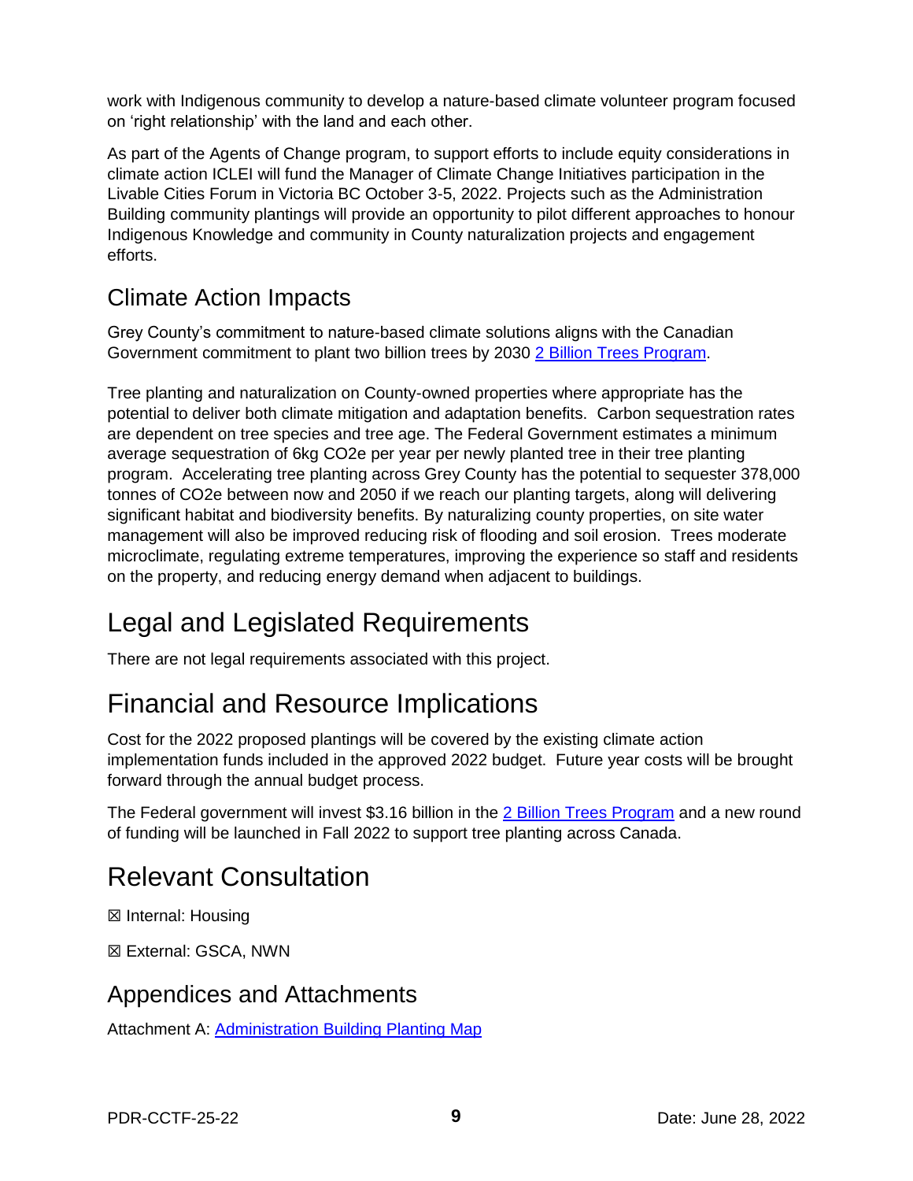work with Indigenous community to develop a nature-based climate volunteer program focused on 'right relationship' with the land and each other.

As part of the Agents of Change program, to support efforts to include equity considerations in climate action ICLEI will fund the Manager of Climate Change Initiatives participation in the Livable Cities Forum in Victoria BC October 3-5, 2022. Projects such as the Administration Building community plantings will provide an opportunity to pilot different approaches to honour Indigenous Knowledge and community in County naturalization projects and engagement efforts.

## Climate Action Impacts

Grey County's commitment to nature-based climate solutions aligns with the Canadian Government commitment to plant two billion trees by 2030 [2 Billion Trees Program](2 Billion Trees Program).

Tree planting and naturalization on County-owned properties where appropriate has the potential to deliver both climate mitigation and adaptation benefits. Carbon sequestration rates are dependent on tree species and tree age. The Federal Government estimates a minimum average sequestration of 6kg CO2e per year per newly planted tree in their tree planting program. Accelerating tree planting across Grey County has the potential to sequester 378,000 tonnes of CO2e between now and 2050 if we reach our planting targets, along will delivering significant habitat and biodiversity benefits. By naturalizing county properties, on site water management will also be improved reducing risk of flooding and soil erosion. Trees moderate microclimate, regulating extreme temperatures, improving the experience so staff and residents on the property, and reducing energy demand when adjacent to buildings.

# Legal and Legislated Requirements

There are not legal requirements associated with this project.

# Financial and Resource Implications

Cost for the 2022 proposed plantings will be covered by the existing climate action implementation funds included in the approved 2022 budget. Future year costs will be brought forward through the annual budget process.

The Federal government will invest $3.16 billion in the [2 Billion Trees Program](2 Billion Trees Program) and a new round of funding will be launched in Fall 2022 to support tree planting across Canada.

# Relevant Consultation

☒ Internal: Housing

☒ External: GSCA, NWN

## Appendices and Attachments

Attachment A: [Administration Building Planting Map](Administration Building Planting Map)